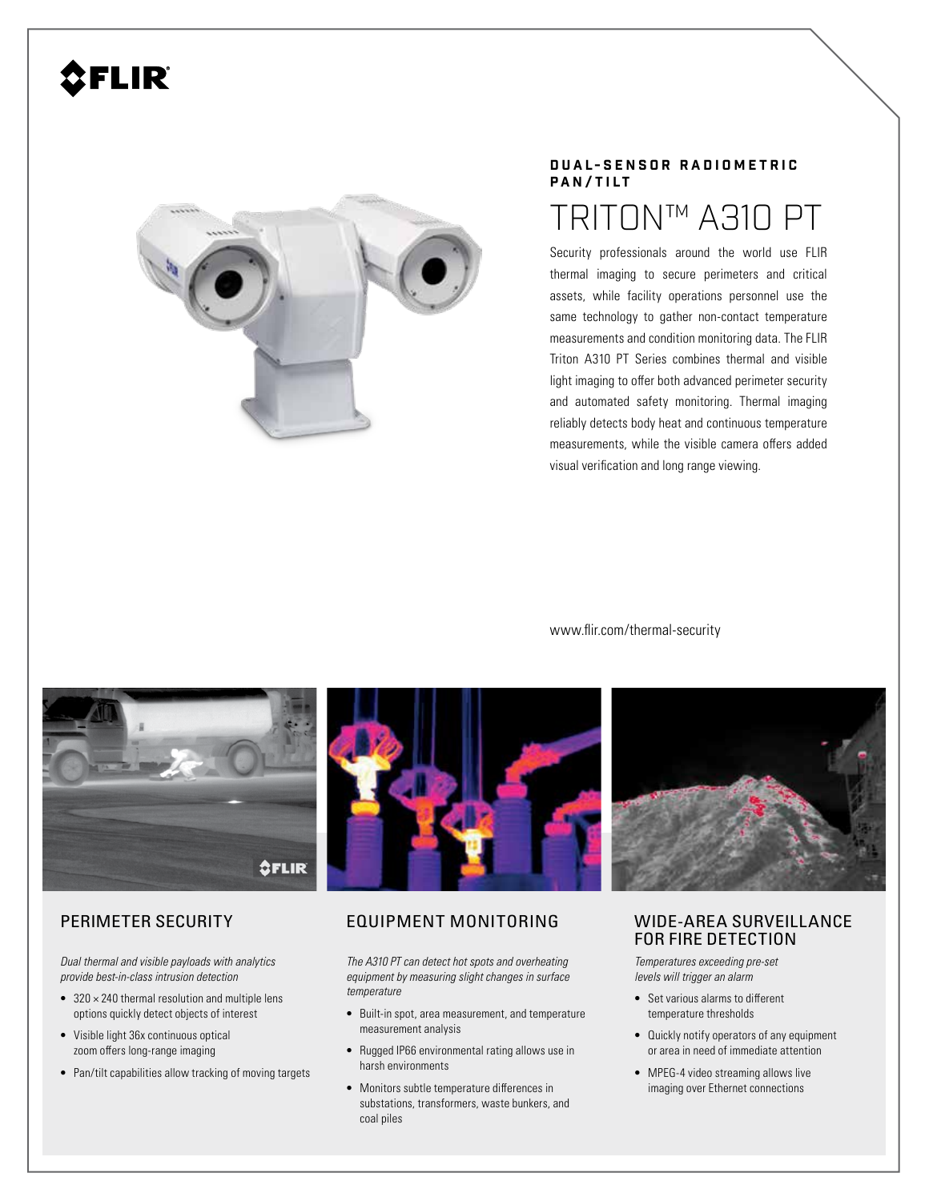FLIR

**DUAL-SENSOR RADIOMETRIC PAN/TILT**

# TRITON™ A310 PT

Security professionals around the world use FLIR thermal imaging to secure perimeters and critical assets, while facility operations personnel use the same technology to gather non-contact temperature measurements and condition monitoring data. The FLIR Triton A310 PT Series combines thermal and visible light imaging to offer both advanced perimeter security and automated safety monitoring. Thermal imaging reliably detects body heat and continuous temperature measurements, while the visible camera offers added visual verification and long range viewing.

www.flir.com/thermal-security

## PERIMETER SECURITY

*Dual thermal and visible payloads with analytics provide best-in-class intrusion detection*

- 320 × 240 thermal resolution and multiple lens options quickly detect objects of interest
- Visible light 36x continuous optical zoom offers long-range imaging
- Pan/tilt capabilities allow tracking of moving targets

## EQUIPMENT MONITORING

*The A310 PT can detect hot spots and overheating equipment by measuring slight changes in surface temperature*

- Built-in spot, area measurement, and temperature measurement analysis
- Rugged IP66 environmental rating allows use in harsh environments
- Monitors subtle temperature differences in substations, transformers, waste bunkers, and coal piles

## WIDE-AREA SURVEILLANCE FOR FIRE DETECTION

*Temperatures exceeding pre-set levels will trigger an alarm*

- Set various alarms to different temperature thresholds
- Quickly notify operators of any equipment or area in need of immediate attention
- MPEG-4 video streaming allows live imaging over Ethernet connections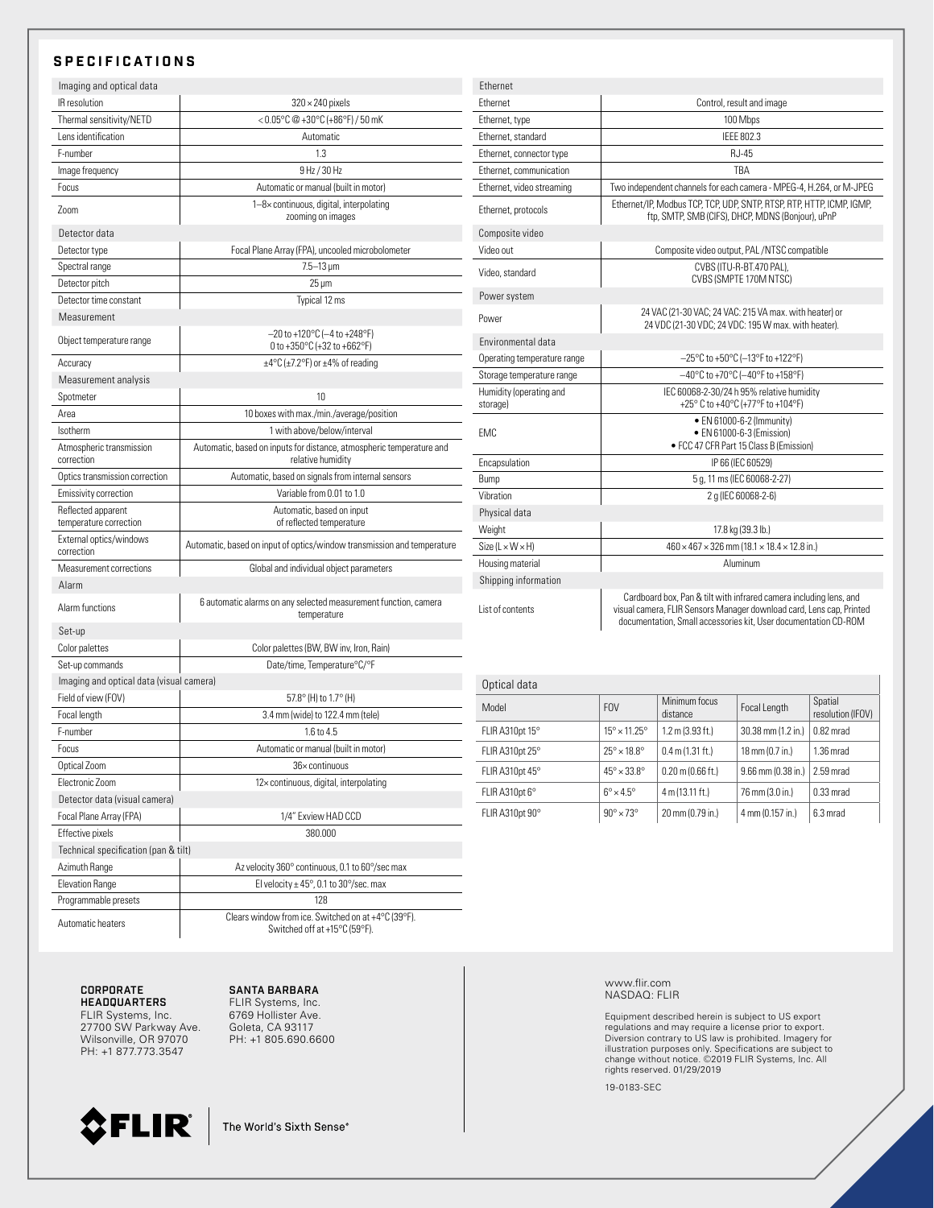## SPECIFICATIONS

| | |
|---|---|
| **Imaging and optical data** | |
| IR resolution | 320 × 240 pixels |
| Thermal sensitivity/NETD | < 0.05°C @ +30°C (+86°F) / 50 mK |
| Lens identification | Automatic |
| F-number | 1.3 |
| Image frequency | 9 Hz / 30 Hz |
| Focus | Automatic or manual (built in motor) |
| Zoom | 1–8× continuous, digital, interpolating zooming on images |
| **Detector data** | |
| Detector type | Focal Plane Array (FPA), uncooled microbolometer |
| Spectral range | 7.5–13 µm |
| Detector pitch | 25 µm |
| Detector time constant | Typical 12 ms |
| **Measurement** | |
| Object temperature range | –20 to +120°C (–4 to +248°F) 0 to +350°C (+32 to +662°F) |
| Accuracy | ±4°C (±7.2°F) or ±4% of reading |
| **Measurement analysis** | |
| Spotmeter | 10 |
| Area | 10 boxes with max./min./average/position |
| Isotherm | 1 with above/below/interval |
| Atmospheric transmission correction | Automatic, based on inputs for distance, atmospheric temperature and relative humidity |
| Optics transmission correction | Automatic, based on signals from internal sensors |
| Emissivity correction | Variable from 0.01 to 1.0 |
| Reflected apparent temperature correction | Automatic, based on input of reflected temperature |
| External optics/windows correction | Automatic, based on input of optics/window transmission and temperature |
| Measurement corrections | Global and individual object parameters |
| **Alarm** | |
| Alarm functions | 6 automatic alarms on any selected measurement function, camera temperature |
| **Set-up** | |
| Color palettes | Color palettes (BW, BW inv, Iron, Rain) |
| Set-up commands | Date/time, Temperature°C/°F |
| **Imaging and optical data (visual camera)** | |
| Field of view (FOV) | 57.8° (H) to 1.7° (H) |
| Focal length | 3.4 mm (wide) to 122.4 mm (tele) |
| F-number | 1.6 to 4.5 |
| Focus | Automatic or manual (built in motor) |
| Optical Zoom | 36× continuous |
| Electronic Zoom | 12× continuous, digital, interpolating |
| **Detector data (visual camera)** | |
| Focal Plane Array (FPA) | 1/4" Exview HAD CCD |
| Effective pixels | 380.000 |
| **Technical specification (pan & tilt)** | |
| Azimuth Range | Az velocity 360° continuous, 0.1 to 60°/sec max |
| Elevation Range | El velocity ± 45°, 0.1 to 30°/sec. max |
| Programmable presets | 128 |
| Automatic heaters | Clears window from ice. Switched on at +4°C (39°F). Switched off at +15°C (59°F). |

| | |
|---|---|
| **Ethernet** | |
| Ethernet | Control, result and image |
| Ethernet, type | 100 Mbps |
| Ethernet, standard | IEEE 802.3 |
| Ethernet, connector type | RJ-45 |
| Ethernet, communication | TBA |
| Ethernet, video streaming | Two independent channels for each camera - MPEG-4, H.264, or M-JPEG |
| Ethernet, protocols | Ethernet/IP, Modbus TCP, TCP, UDP, SNTP, RTSP, RTP, HTTP, ICMP, IGMP, ftp, SMTP, SMB (CIFS), DHCP, MDNS (Bonjour), uPnP |
| **Composite video** | |
| Video out | Composite video output, PAL /NTSC compatible |
| Video, standard | CVBS (ITU-R-BT.470 PAL), CVBS (SMPTE 170M NTSC) |
| **Power system** | |
| Power | 24 VAC (21-30 VAC; 24 VAC: 215 VA max. with heater) or 24 VDC (21-30 VDC; 24 VDC: 195 W max. with heater). |
| **Environmental data** | |
| Operating temperature range | –25°C to +50°C (–13°F to +122°F) |
| Storage temperature range | –40°C to +70°C (–40°F to +158°F) |
| Humidity (operating and storage) | IEC 60068-2-30/24 h 95% relative humidity +25° C to +40°C (+77°F to +104°F) |
| EMC | • EN 61000-6-2 (Immunity) • EN 61000-6-3 (Emission) • FCC 47 CFR Part 15 Class B (Emission) |
| Encapsulation | IP 66 (IEC 60529) |
| Bump | 5 g, 11 ms (IEC 60068-2-27) |
| Vibration | 2 g (IEC 60068-2-6) |
| **Physical data** | |
| Weight | 17.8 kg (39.3 lb.) |
| Size (L × W × H) | 460 × 467 × 326 mm (18.1 × 18.4 × 12.8 in.) |
| Housing material | Aluminum |
| **Shipping information** | |
| List of contents | Cardboard box, Pan & tilt with infrared camera including lens, and visual camera, FLIR Sensors Manager download card, Lens cap, Printed documentation, Small accessories kit, User documentation CD-ROM |

### Optical data

| Model | FOV | Minimum focus distance | Focal Length | Spatial resolution (IFOV) |
|---|---|---|---|---|
| FLIR A310pt 15° | 15° × 11.25° | 1.2 m (3.93 ft.) | 30.38 mm (1.2 in.) | 0.82 mrad |
| FLIR A310pt 25° | 25° × 18.8° | 0.4 m (1.31 ft.) | 18 mm (0.7 in.) | 1.36 mrad |
| FLIR A310pt 45° | 45° × 33.8° | 0.20 m (0.66 ft.) | 9.66 mm (0.38 in.) | 2.59 mrad |
| FLIR A310pt 6° | 6° × 4.5° | 4 m (13.11 ft.) | 76 mm (3.0 in.) | 0.33 mrad |
| FLIR A310pt 90° | 90° × 73° | 20 mm (0.79 in.) | 4 mm (0.157 in.) | 6.3 mrad |

**CORPORATE HEADQUARTERS**
FLIR Systems, Inc.
27700 SW Parkway Ave.
Wilsonville, OR 97070
PH: +1 877.773.3547

**SANTA BARBARA**
FLIR Systems, Inc.
6769 Hollister Ave.
Goleta, CA 93117
PH: +1 805.690.6600

www.flir.com
NASDAQ: FLIR

Equipment described herein is subject to US export regulations and may require a license prior to export. Diversion contrary to US law is prohibited. Imagery for illustration purposes only. Specifications are subject to change without notice. ©2019 FLIR Systems, Inc. All rights reserved. 01/29/2019

19-0183-SEC

FLIR The World's Sixth Sense®